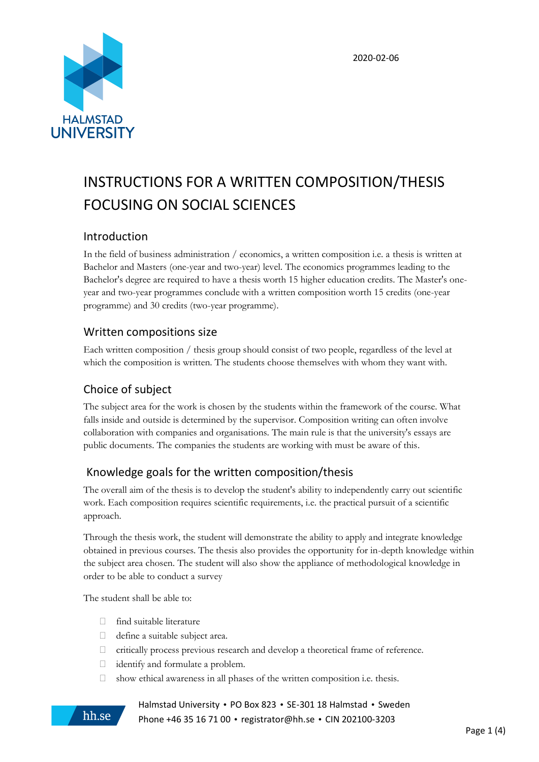2020-02-06

# INSTRUCTIONS FOR A WRITTEN COMPOSITION/THESIS FOCUSING ON SOCIAL SCIENCES

## Introduction

In the field of business administration / economics, a written composition i.e. a thesis is written at Bachelor and Masters (one-year and two-year) level. The economics programmes leading to the Bachelor's degree are required to have a thesis worth 15 higher education credits. The Master's one-year and two-year programmes conclude with a written composition worth 15 credits (one-year programme) and 30 credits (two-year programme).

## Written compositions size

Each written composition / thesis group should consist of two people, regardless of the level at which the composition is written. The students choose themselves with whom they want with.

## Choice of subject

The subject area for the work is chosen by the students within the framework of the course. What falls inside and outside is determined by the supervisor. Composition writing can often involve collaboration with companies and organisations. The main rule is that the university's essays are public documents. The companies the students are working with must be aware of this.

## Knowledge goals for the written composition/thesis

The overall aim of the thesis is to develop the student's ability to independently carry out scientific work. Each composition requires scientific requirements, i.e. the practical pursuit of a scientific approach.

Through the thesis work, the student will demonstrate the ability to apply and integrate knowledge obtained in previous courses. The thesis also provides the opportunity for in-depth knowledge within the subject area chosen. The student will also show the appliance of methodological knowledge in order to be able to conduct a survey

The student shall be able to:

- find suitable literature
- define a suitable subject area.
- critically process previous research and develop a theoretical frame of reference.
- identify and formulate a problem.
- show ethical awareness in all phases of the written composition i.e. thesis.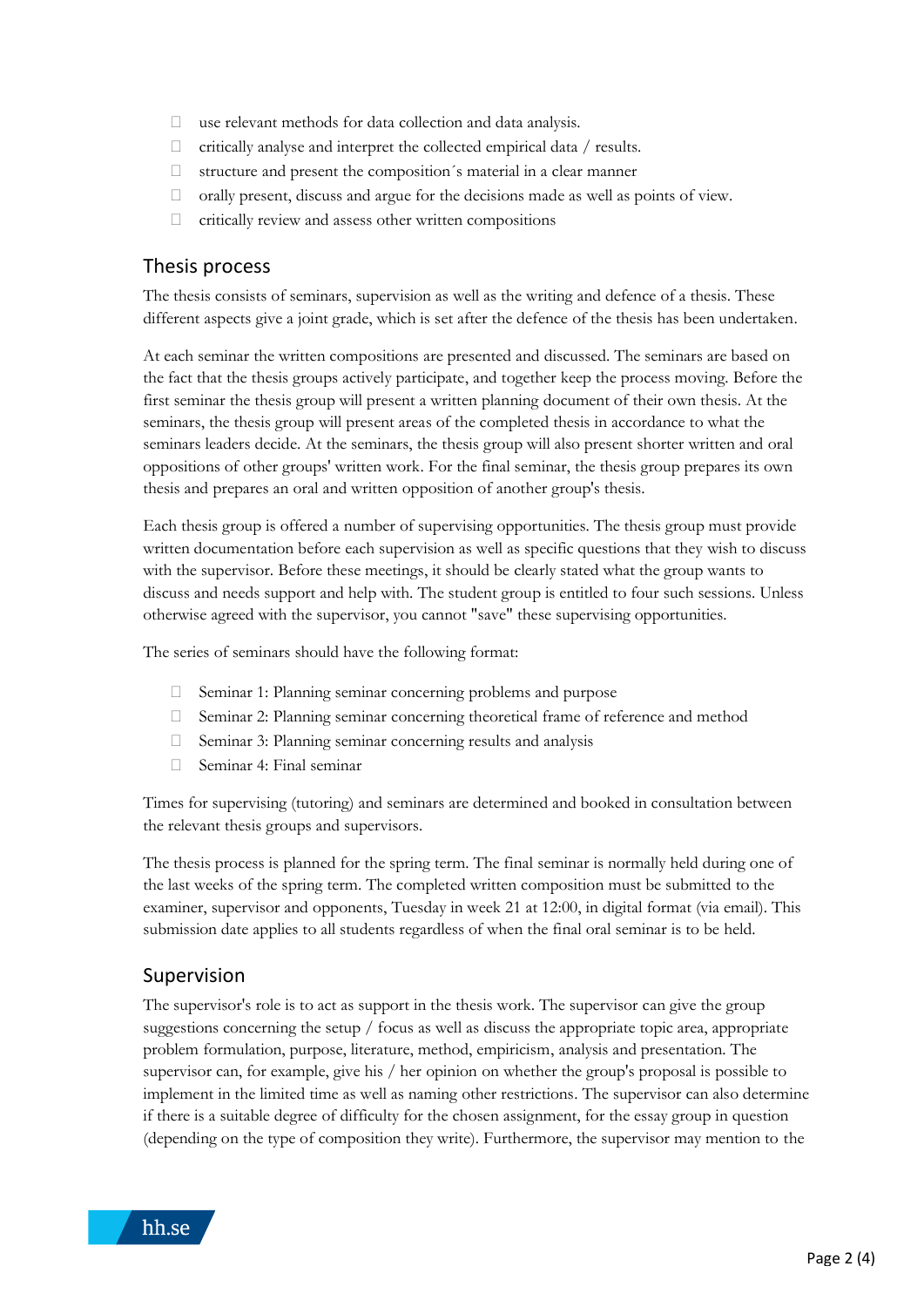- use relevant methods for data collection and data analysis.
- critically analyse and interpret the collected empirical data / results.
- structure and present the composition´s material in a clear manner
- orally present, discuss and argue for the decisions made as well as points of view.
- critically review and assess other written compositions

## Thesis process

The thesis consists of seminars, supervision as well as the writing and defence of a thesis. These different aspects give a joint grade, which is set after the defence of the thesis has been undertaken.

At each seminar the written compositions are presented and discussed. The seminars are based on the fact that the thesis groups actively participate, and together keep the process moving. Before the first seminar the thesis group will present a written planning document of their own thesis. At the seminars, the thesis group will present areas of the completed thesis in accordance to what the seminars leaders decide. At the seminars, the thesis group will also present shorter written and oral oppositions of other groups' written work. For the final seminar, the thesis group prepares its own thesis and prepares an oral and written opposition of another group's thesis.

Each thesis group is offered a number of supervising opportunities. The thesis group must provide written documentation before each supervision as well as specific questions that they wish to discuss with the supervisor. Before these meetings, it should be clearly stated what the group wants to discuss and needs support and help with. The student group is entitled to four such sessions. Unless otherwise agreed with the supervisor, you cannot "save" these supervising opportunities.

The series of seminars should have the following format:

- Seminar 1: Planning seminar concerning problems and purpose
- Seminar 2: Planning seminar concerning theoretical frame of reference and method
- Seminar 3: Planning seminar concerning results and analysis
- Seminar 4: Final seminar

Times for supervising (tutoring) and seminars are determined and booked in consultation between the relevant thesis groups and supervisors.

The thesis process is planned for the spring term. The final seminar is normally held during one of the last weeks of the spring term. The completed written composition must be submitted to the examiner, supervisor and opponents, Tuesday in week 21 at 12:00, in digital format (via email). This submission date applies to all students regardless of when the final oral seminar is to be held.

## Supervision

The supervisor's role is to act as support in the thesis work. The supervisor can give the group suggestions concerning the setup / focus as well as discuss the appropriate topic area, appropriate problem formulation, purpose, literature, method, empiricism, analysis and presentation. The supervisor can, for example, give his / her opinion on whether the group's proposal is possible to implement in the limited time as well as naming other restrictions. The supervisor can also determine if there is a suitable degree of difficulty for the chosen assignment, for the essay group in question (depending on the type of composition they write). Furthermore, the supervisor may mention to the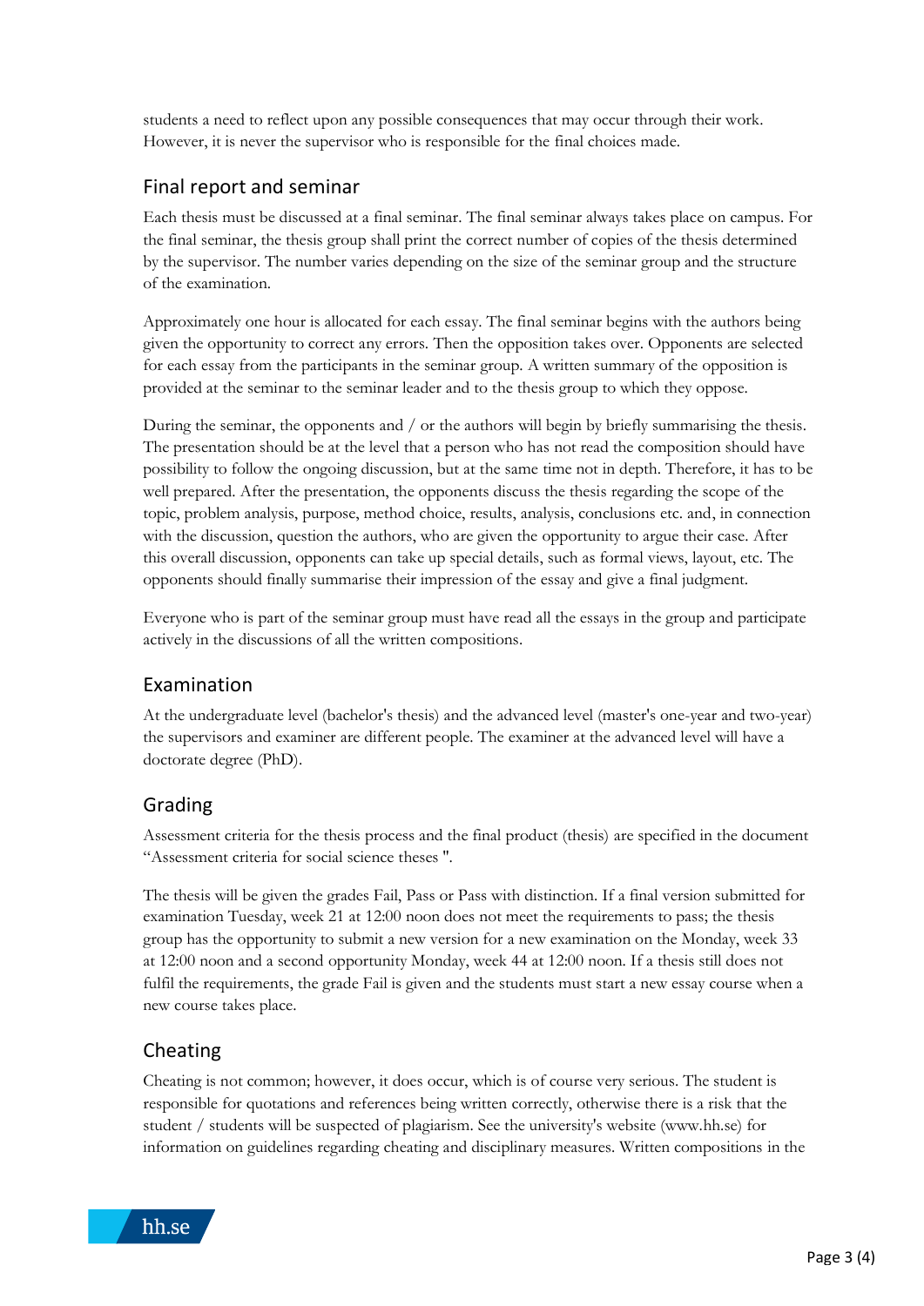students a need to reflect upon any possible consequences that may occur through their work. However, it is never the supervisor who is responsible for the final choices made.

## Final report and seminar

Each thesis must be discussed at a final seminar. The final seminar always takes place on campus. For the final seminar, the thesis group shall print the correct number of copies of the thesis determined by the supervisor. The number varies depending on the size of the seminar group and the structure of the examination.

Approximately one hour is allocated for each essay. The final seminar begins with the authors being given the opportunity to correct any errors. Then the opposition takes over. Opponents are selected for each essay from the participants in the seminar group. A written summary of the opposition is provided at the seminar to the seminar leader and to the thesis group to which they oppose.

During the seminar, the opponents and / or the authors will begin by briefly summarising the thesis. The presentation should be at the level that a person who has not read the composition should have possibility to follow the ongoing discussion, but at the same time not in depth. Therefore, it has to be well prepared. After the presentation, the opponents discuss the thesis regarding the scope of the topic, problem analysis, purpose, method choice, results, analysis, conclusions etc. and, in connection with the discussion, question the authors, who are given the opportunity to argue their case. After this overall discussion, opponents can take up special details, such as formal views, layout, etc. The opponents should finally summarise their impression of the essay and give a final judgment.

Everyone who is part of the seminar group must have read all the essays in the group and participate actively in the discussions of all the written compositions.

## Examination

At the undergraduate level (bachelor's thesis) and the advanced level (master's one-year and two-year) the supervisors and examiner are different people. The examiner at the advanced level will have a doctorate degree (PhD).

## Grading

Assessment criteria for the thesis process and the final product (thesis) are specified in the document "Assessment criteria for social science theses ".

The thesis will be given the grades Fail, Pass or Pass with distinction. If a final version submitted for examination Tuesday, week 21 at 12:00 noon does not meet the requirements to pass; the thesis group has the opportunity to submit a new version for a new examination on the Monday, week 33 at 12:00 noon and a second opportunity Monday, week 44 at 12:00 noon. If a thesis still does not fulfil the requirements, the grade Fail is given and the students must start a new essay course when a new course takes place.

## Cheating

Cheating is not common; however, it does occur, which is of course very serious. The student is responsible for quotations and references being written correctly, otherwise there is a risk that the student / students will be suspected of plagiarism. See the university's website (www.hh.se) for information on guidelines regarding cheating and disciplinary measures. Written compositions in the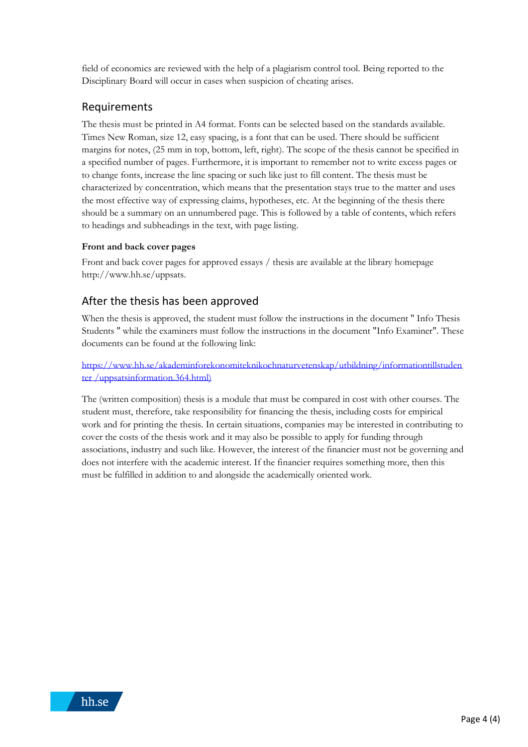field of economics are reviewed with the help of a plagiarism control tool. Being reported to the Disciplinary Board will occur in cases when suspicion of cheating arises.

## Requirements

The thesis must be printed in A4 format. Fonts can be selected based on the standards available. Times New Roman, size 12, easy spacing, is a font that can be used. There should be sufficient margins for notes, (25 mm in top, bottom, left, right). The scope of the thesis cannot be specified in a specified number of pages. Furthermore, it is important to remember not to write excess pages or to change fonts, increase the line spacing or such like just to fill content. The thesis must be characterized by concentration, which means that the presentation stays true to the matter and uses the most effective way of expressing claims, hypotheses, etc. At the beginning of the thesis there should be a summary on an unnumbered page. This is followed by a table of contents, which refers to headings and subheadings in the text, with page listing.

### Front and back cover pages

Front and back cover pages for approved essays / thesis are available at the library homepage http://www.hh.se/uppsats.

## After the thesis has been approved

When the thesis is approved, the student must follow the instructions in the document " Info Thesis Students " while the examiners must follow the instructions in the document "Info Examiner". These documents can be found at the following link:

https://www.hh.se/akademinforekonomiteknikochnaturvetenskap/utbildning/informationtillstudenter /uppsatsinformation.364.html)

The (written composition) thesis is a module that must be compared in cost with other courses. The student must, therefore, take responsibility for financing the thesis, including costs for empirical work and for printing the thesis. In certain situations, companies may be interested in contributing to cover the costs of the thesis work and it may also be possible to apply for funding through associations, industry and such like. However, the interest of the financier must not be governing and does not interfere with the academic interest. If the financier requires something more, then this must be fulfilled in addition to and alongside the academically oriented work.